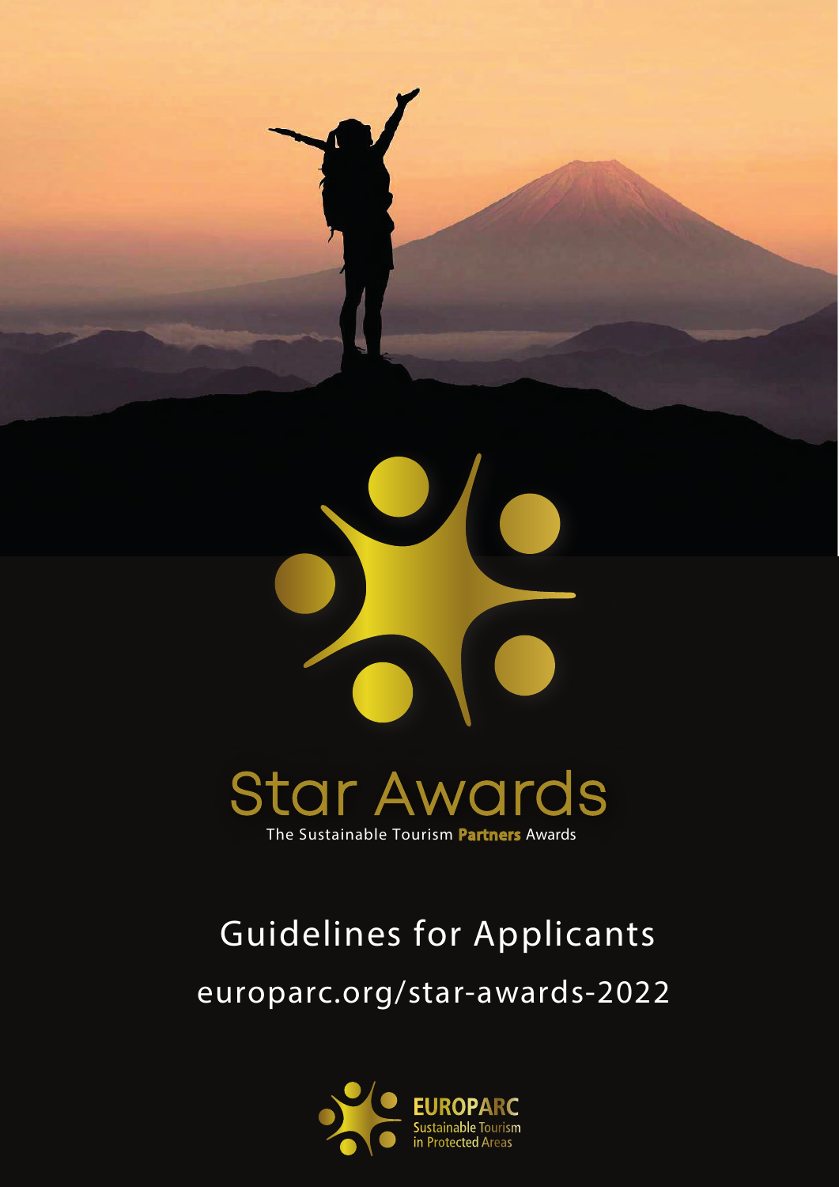# Star Awards

The Sustainable Tourism **Partners** Awards

## Guidelines for Applicants

europarc.org/star-awards-2022

**EUROPARC**
Sustainable Tourism
in Protected Areas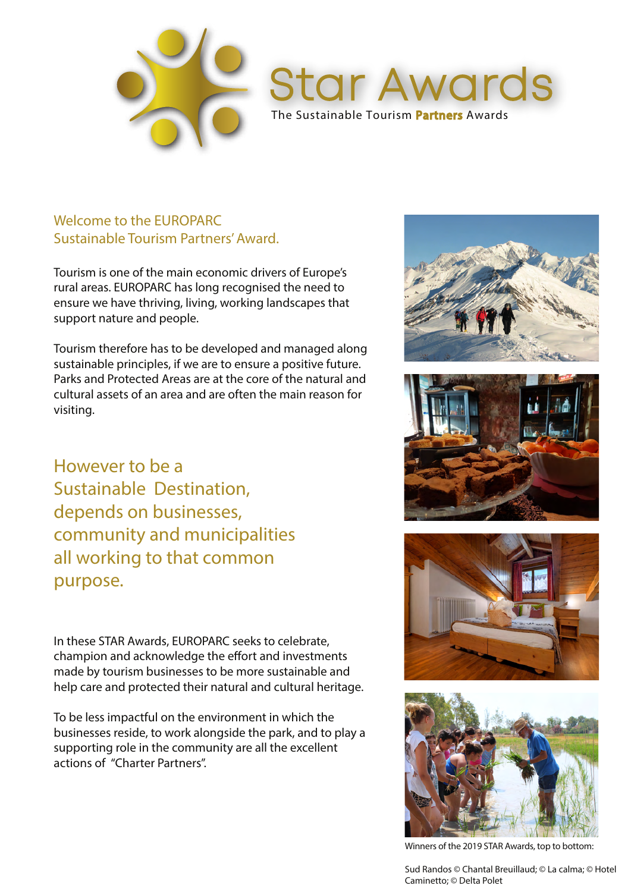# Star Awards

The Sustainable Tourism **Partners** Awards

## Welcome to the EUROPARC Sustainable Tourism Partners' Award.

Tourism is one of the main economic drivers of Europe's rural areas. EUROPARC has long recognised the need to ensure we have thriving, living, working landscapes that support nature and people.

Tourism therefore has to be developed and managed along sustainable principles, if we are to ensure a positive future. Parks and Protected Areas are at the core of the natural and cultural assets of an area and are often the main reason for visiting.

### However to be a Sustainable Destination, depends on businesses, community and municipalities all working to that common purpose.

In these STAR Awards, EUROPARC seeks to celebrate, champion and acknowledge the effort and investments made by tourism businesses to be more sustainable and help care and protected their natural and cultural heritage.

To be less impactful on the environment in which the businesses reside, to work alongside the park, and to play a supporting role in the community are all the excellent actions of "Charter Partners".

Winners of the 2019 STAR Awards, top to bottom:

Sud Randos © Chantal Breuillaud; © La calma; © Hotel Caminetto; © Delta Polet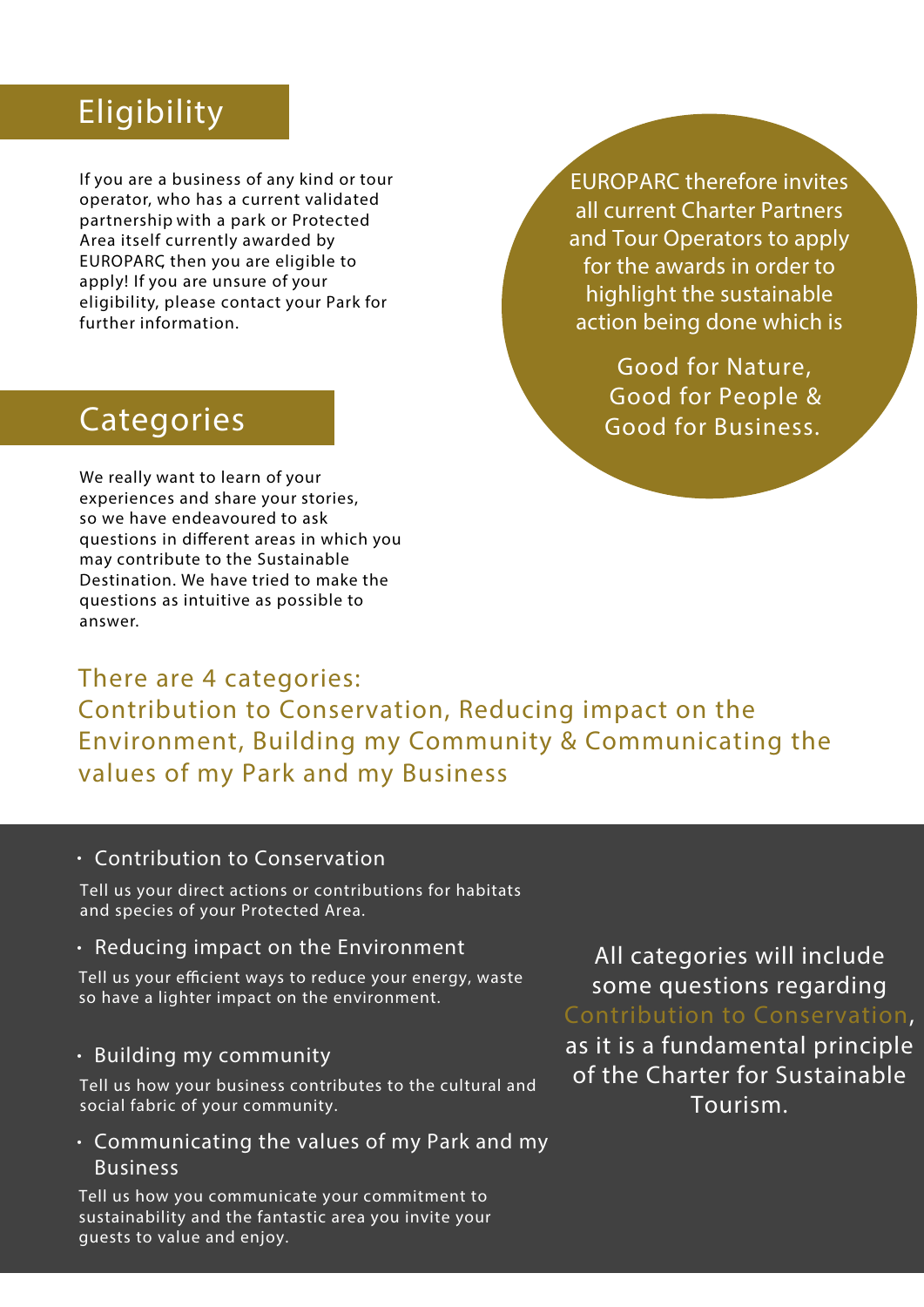## Eligibility

If you are a business of any kind or tour operator, who has a current validated partnership with a park or Protected Area itself currently awarded by EUROPARC, then you are eligible to apply! If you are unsure of your eligibility, please contact your Park for further information.

EUROPARC therefore invites all current Charter Partners and Tour Operators to apply for the awards in order to highlight the sustainable action being done which is

Good for Nature,
Good for People &
Good for Business.

## Categories

We really want to learn of your experiences and share your stories, so we have endeavoured to ask questions in different areas in which you may contribute to the Sustainable Destination. We have tried to make the questions as intuitive as possible to answer.

There are 4 categories:
Contribution to Conservation, Reducing impact on the Environment, Building my Community & Communicating the values of my Park and my Business

- Contribution to Conservation

  Tell us your direct actions or contributions for habitats and species of your Protected Area.

- Reducing impact on the Environment

  Tell us your efficient ways to reduce your energy, waste so have a lighter impact on the environment.

- Building my community

  Tell us how your business contributes to the cultural and social fabric of your community.

- Communicating the values of my Park and my Business

  Tell us how you communicate your commitment to sustainability and the fantastic area you invite your guests to value and enjoy.

All categories will include some questions regarding Contribution to Conservation, as it is a fundamental principle of the Charter for Sustainable Tourism.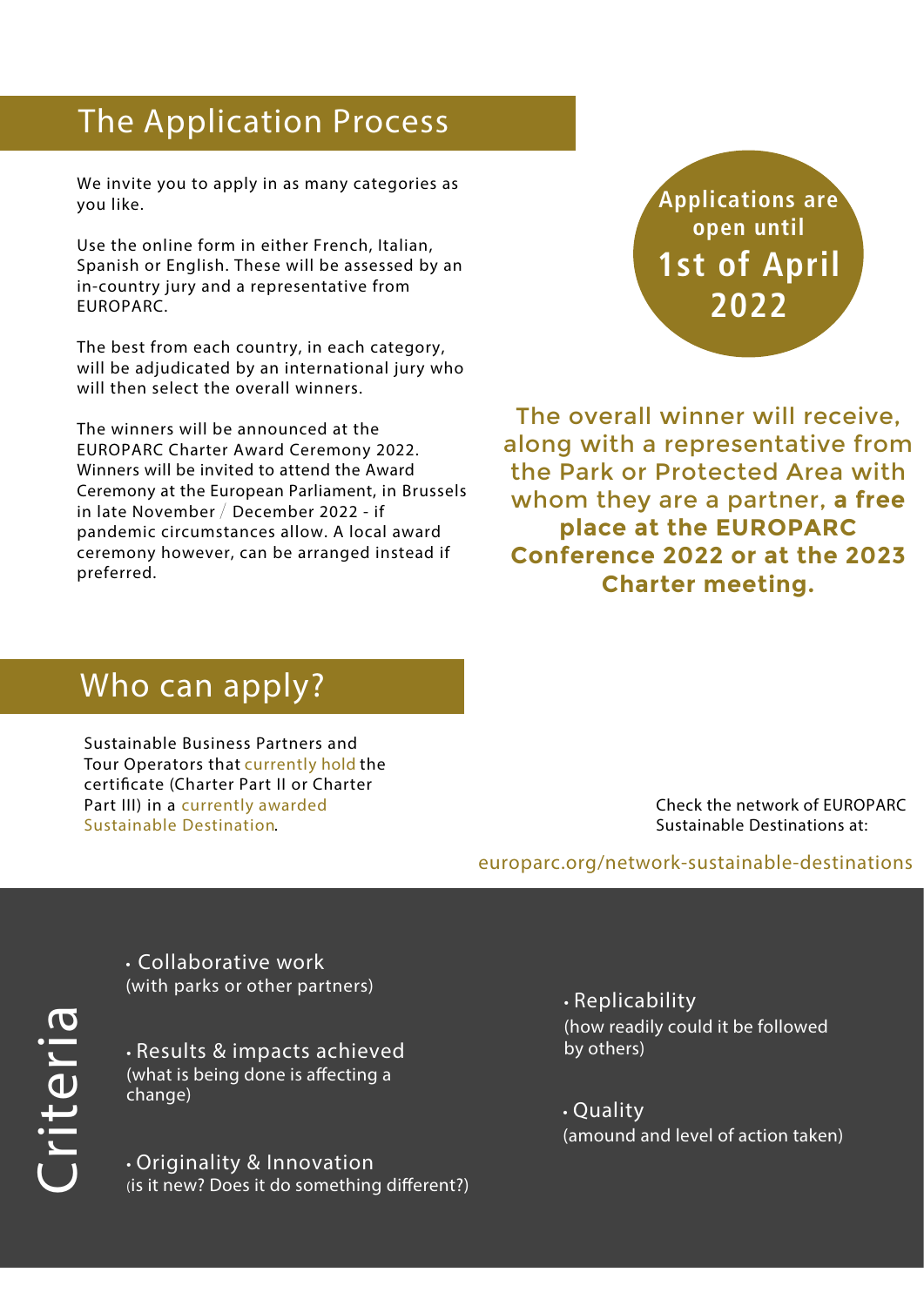## The Application Process

We invite you to apply in as many categories as you like.

Use the online form in either French, Italian, Spanish or English. These will be assessed by an in-country jury and a representative from EUROPARC.

The best from each country, in each category, will be adjudicated by an international jury who will then select the overall winners.

The winners will be announced at the EUROPARC Charter Award Ceremony 2022. Winners will be invited to attend the Award Ceremony at the European Parliament, in Brussels in late November / December 2022 - if pandemic circumstances allow. A local award ceremony however, can be arranged instead if preferred.

**Applications are open until 1st of April 2022**

The overall winner will receive, along with a representative from the Park or Protected Area with whom they are a partner, **a free place at the EUROPARC Conference 2022 or at the 2023 Charter meeting.**

## Who can apply?

Sustainable Business Partners and Tour Operators that currently hold the certificate (Charter Part II or Charter Part III) in a currently awarded Sustainable Destination.

Check the network of EUROPARC Sustainable Destinations at:

europarc.org/network-sustainable-destinations

## Criteria

- Collaborative work (with parks or other partners)
- Results & impacts achieved (what is being done is affecting a change)
- Originality & Innovation (is it new? Does it do something different?)
- Replicability (how readily could it be followed by others)
- Quality (amound and level of action taken)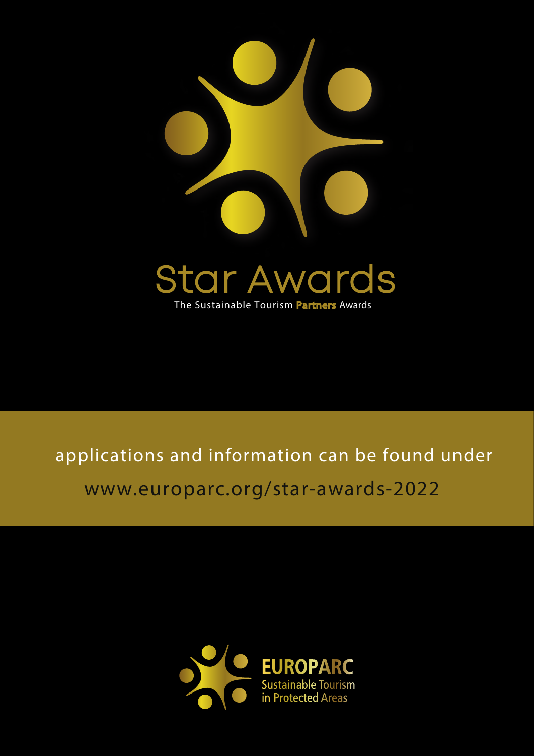# Star Awards

The Sustainable Tourism **Partners** Awards

applications and information can be found under

www.europarc.org/star-awards-2022

**EUROPARC**
Sustainable Tourism
in Protected Areas